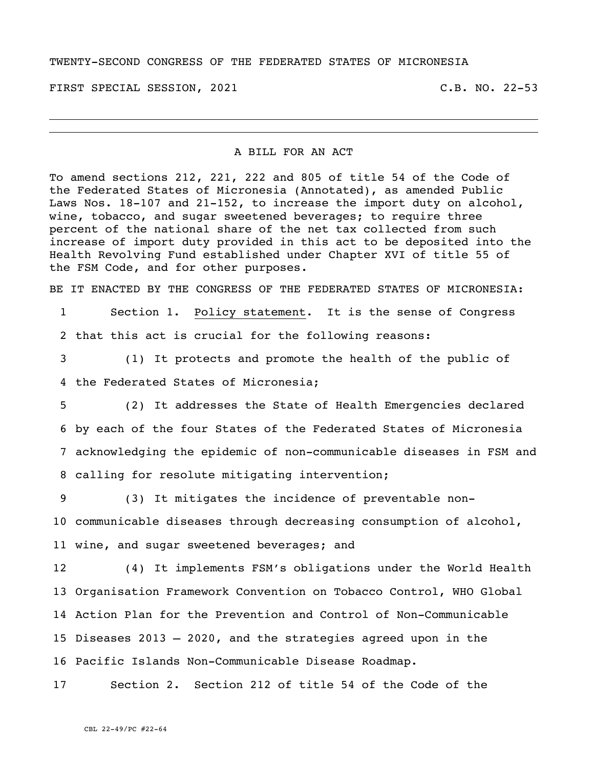TWENTY-SECOND CONGRESS OF THE FEDERATED STATES OF MICRONESIA

FIRST SPECIAL SESSION, 2021 C.B. NO. 22-53

---

A BILL FOR AN ACT

To amend sections 212, 221, 222 and 805 of title 54 of the Code of the Federated States of Micronesia (Annotated), as amended Public Laws Nos. 18-107 and 21-152, to increase the import duty on alcohol, wine, tobacco, and sugar sweetened beverages; to require three percent of the national share of the net tax collected from such increase of import duty provided in this act to be deposited into the Health Revolving Fund established under Chapter XVI of title 55 of the FSM Code, and for other purposes.

BE IT ENACTED BY THE CONGRESS OF THE FEDERATED STATES OF MICRONESIA:

1 Section 1. Policy statement. It is the sense of Congress
2 that this act is crucial for the following reasons:
3 (1) It protects and promote the health of the public of
4 the Federated States of Micronesia;
5 (2) It addresses the State of Health Emergencies declared
6 by each of the four States of the Federated States of Micronesia
7 acknowledging the epidemic of non-communicable diseases in FSM and
8 calling for resolute mitigating intervention;
9 (3) It mitigates the incidence of preventable non-
10 communicable diseases through decreasing consumption of alcohol,
11 wine, and sugar sweetened beverages; and
12 (4) It implements FSM's obligations under the World Health
13 Organisation Framework Convention on Tobacco Control, WHO Global
14 Action Plan for the Prevention and Control of Non-Communicable
15 Diseases 2013 – 2020, and the strategies agreed upon in the
16 Pacific Islands Non-Communicable Disease Roadmap.
17 Section 2. Section 212 of title 54 of the Code of the

CBL 22-49/PC #22-64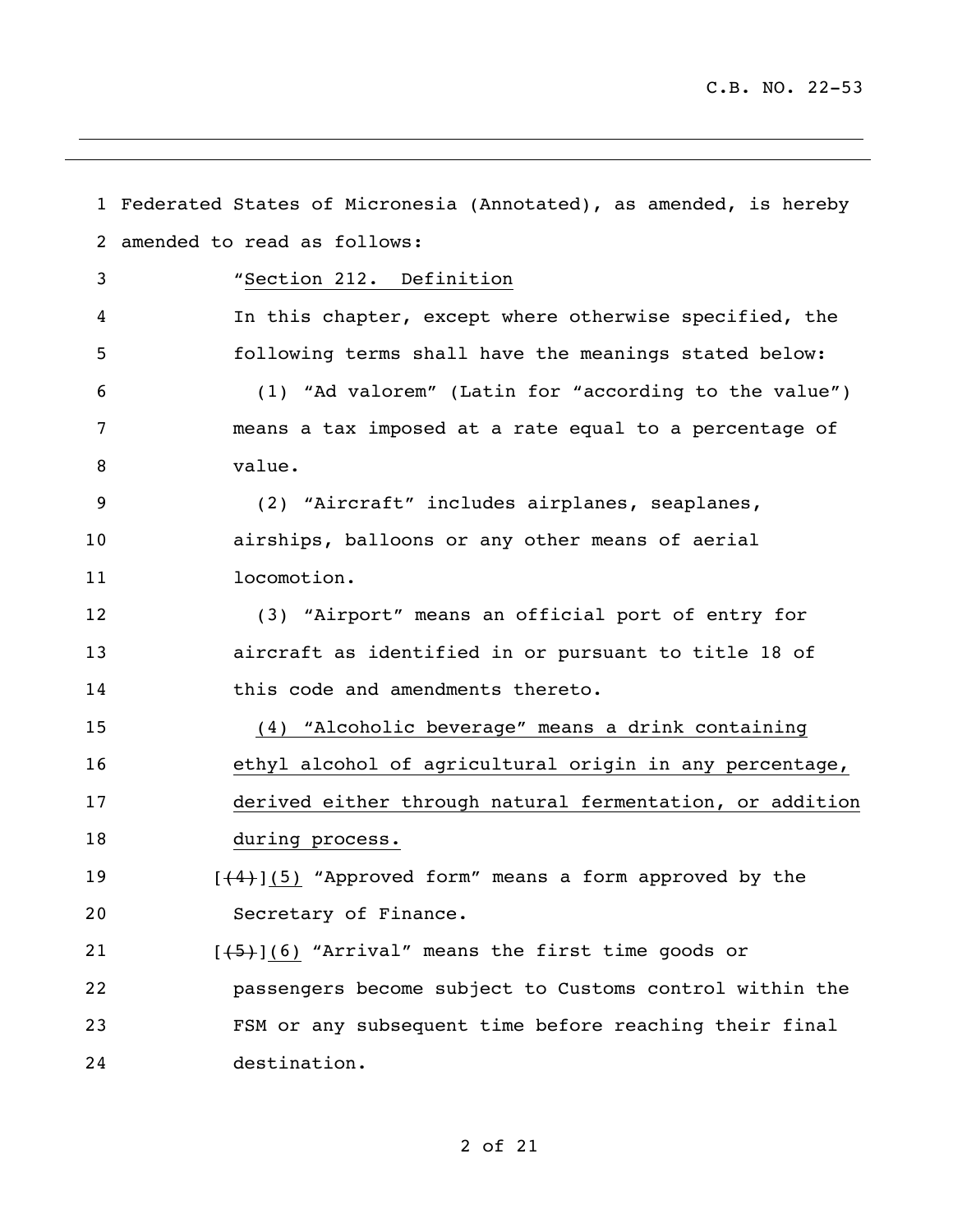Federated States of Micronesia (Annotated), as amended, is hereby amended to read as follows:

"Section 212. Definition

In this chapter, except where otherwise specified, the following terms shall have the meanings stated below:

(1) "Ad valorem" (Latin for "according to the value") means a tax imposed at a rate equal to a percentage of value.

(2) "Aircraft" includes airplanes, seaplanes, airships, balloons or any other means of aerial locomotion.

(3) "Airport" means an official port of entry for aircraft as identified in or pursuant to title 18 of this code and amendments thereto.

<u>(4) "Alcoholic beverage" means a drink containing ethyl alcohol of agricultural origin in any percentage, derived either through natural fermentation, or addition during process.</u>

[~~(4)~~]<u>(5)</u> "Approved form" means a form approved by the Secretary of Finance.

[~~(5)~~]<u>(6)</u> "Arrival" means the first time goods or passengers become subject to Customs control within the FSM or any subsequent time before reaching their final destination.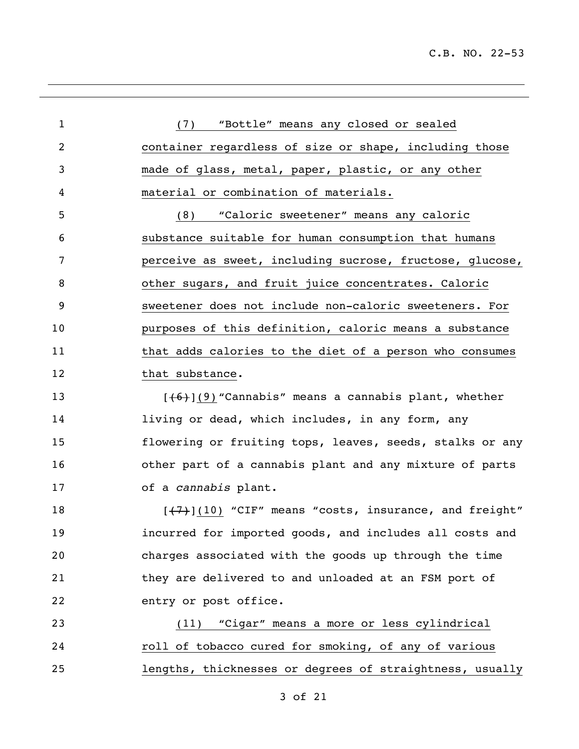(7) "Bottle" means any closed or sealed container regardless of size or shape, including those made of glass, metal, paper, plastic, or any other material or combination of materials.

(8) "Caloric sweetener" means any caloric substance suitable for human consumption that humans perceive as sweet, including sucrose, fructose, glucose, other sugars, and fruit juice concentrates. Caloric sweetener does not include non-caloric sweeteners. For purposes of this definition, caloric means a substance that adds calories to the diet of a person who consumes that substance.

[~~(6)~~](9) "Cannabis" means a cannabis plant, whether living or dead, which includes, in any form, any flowering or fruiting tops, leaves, seeds, stalks or any other part of a cannabis plant and any mixture of parts of a *cannabis* plant.

[~~(7)~~](10) "CIF" means "costs, insurance, and freight" incurred for imported goods, and includes all costs and charges associated with the goods up through the time they are delivered to and unloaded at an FSM port of entry or post office.

(11) "Cigar" means a more or less cylindrical roll of tobacco cured for smoking, of any of various lengths, thicknesses or degrees of straightness, usually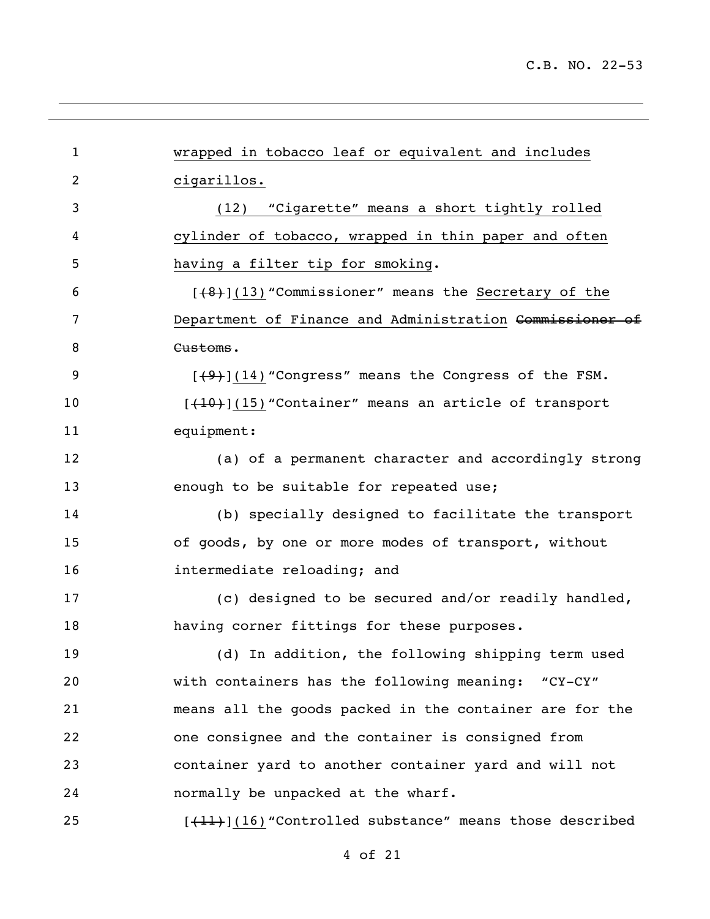wrapped in tobacco leaf or equivalent and includes cigarillos.

(12) "Cigarette" means a short tightly rolled cylinder of tobacco, wrapped in thin paper and often having a filter tip for smoking.

[~~(8)~~](13) "Commissioner" means the Secretary of the Department of Finance and Administration ~~Commissioner of Customs~~.

[~~(9)~~](14) "Congress" means the Congress of the FSM.

[~~(10)~~](15) "Container" means an article of transport equipment:

(a) of a permanent character and accordingly strong enough to be suitable for repeated use;

(b) specially designed to facilitate the transport of goods, by one or more modes of transport, without intermediate reloading; and

(c) designed to be secured and/or readily handled, having corner fittings for these purposes.

(d) In addition, the following shipping term used with containers has the following meaning: "CY-CY" means all the goods packed in the container are for the one consignee and the container is consigned from container yard to another container yard and will not normally be unpacked at the wharf.

[~~(11)~~](16) "Controlled substance" means those described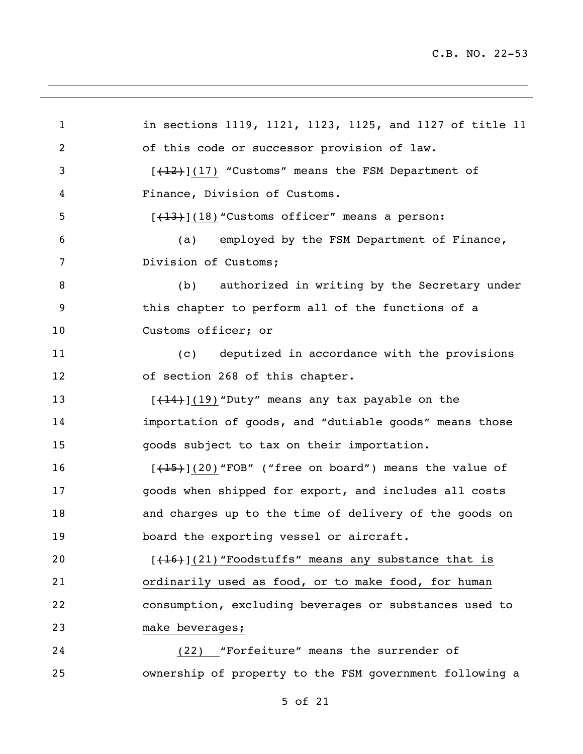in sections 1119, 1121, 1123, 1125, and 1127 of title 11 of this code or successor provision of law.

[~~(12)~~](17) "Customs" means the FSM Department of Finance, Division of Customs.

[~~(13)~~](18) "Customs officer" means a person:

(a) employed by the FSM Department of Finance, Division of Customs;

(b) authorized in writing by the Secretary under this chapter to perform all of the functions of a Customs officer; or

(c) deputized in accordance with the provisions of section 268 of this chapter.

[~~(14)~~](19) "Duty" means any tax payable on the importation of goods, and "dutiable goods" means those goods subject to tax on their importation.

[~~(15)~~](20) "FOB" ("free on board") means the value of goods when shipped for export, and includes all costs and charges up to the time of delivery of the goods on board the exporting vessel or aircraft.

[~~(16)~~](21) "Foodstuffs" means any substance that is ordinarily used as food, or to make food, for human consumption, excluding beverages or substances used to make beverages;

(22) "Forfeiture" means the surrender of ownership of property to the FSM government following a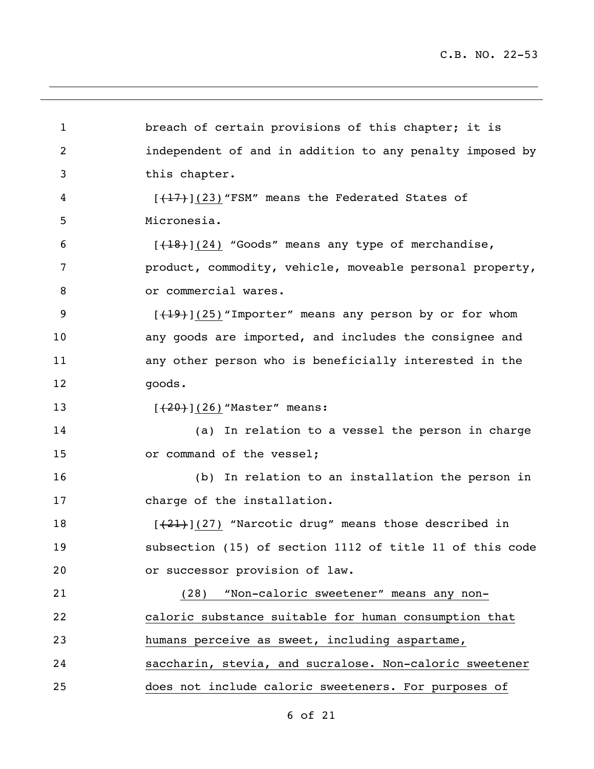breach of certain provisions of this chapter; it is independent of and in addition to any penalty imposed by this chapter.

[~~(17)~~]<u>(23)</u>"FSM" means the Federated States of Micronesia.

[~~(18)~~]<u>(24)</u> "Goods" means any type of merchandise, product, commodity, vehicle, moveable personal property, or commercial wares.

[~~(19)~~]<u>(25)</u>"Importer" means any person by or for whom any goods are imported, and includes the consignee and any other person who is beneficially interested in the goods.

[~~(20)~~]<u>(26)</u>"Master" means:

(a) In relation to a vessel the person in charge or command of the vessel;

(b) In relation to an installation the person in charge of the installation.

[~~(21)~~]<u>(27)</u> "Narcotic drug" means those described in subsection (15) of section 1112 of title 11 of this code or successor provision of law.

<u>(28) "Non-caloric sweetener" means any non-caloric substance suitable for human consumption that humans perceive as sweet, including aspartame, saccharin, stevia, and sucralose. Non-caloric sweetener does not include caloric sweeteners. For purposes of</u>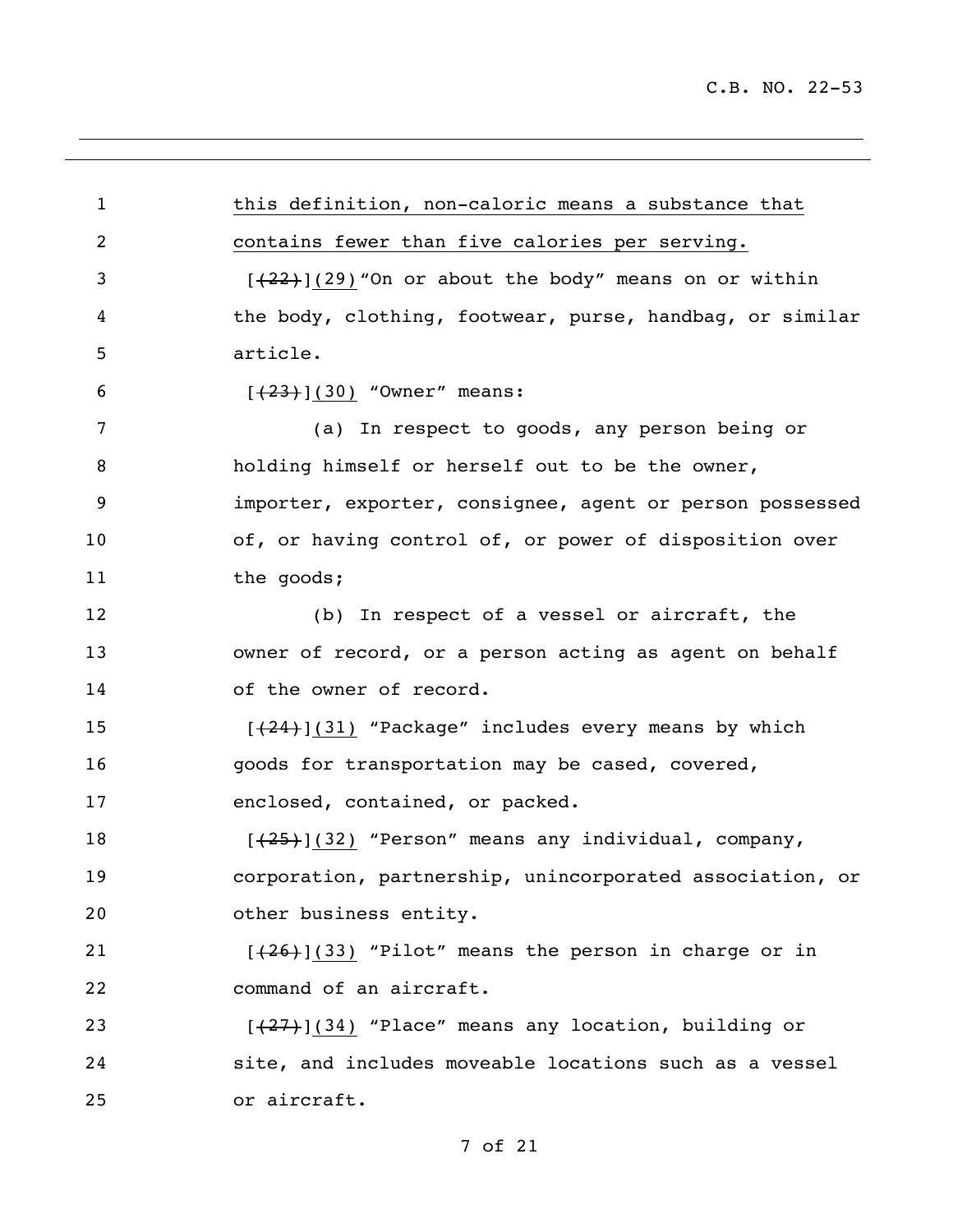this definition, non-caloric means a substance that contains fewer than five calories per serving.

[~~(22)~~](29) "On or about the body" means on or within the body, clothing, footwear, purse, handbag, or similar article.

[~~(23)~~](30) "Owner" means:

(a) In respect to goods, any person being or holding himself or herself out to be the owner, importer, exporter, consignee, agent or person possessed of, or having control of, or power of disposition over the goods;

(b) In respect of a vessel or aircraft, the owner of record, or a person acting as agent on behalf of the owner of record.

[~~(24)~~](31) "Package" includes every means by which goods for transportation may be cased, covered, enclosed, contained, or packed.

[~~(25)~~](32) "Person" means any individual, company, corporation, partnership, unincorporated association, or other business entity.

[~~(26)~~](33) "Pilot" means the person in charge or in command of an aircraft.

[~~(27)~~](34) "Place" means any location, building or site, and includes moveable locations such as a vessel or aircraft.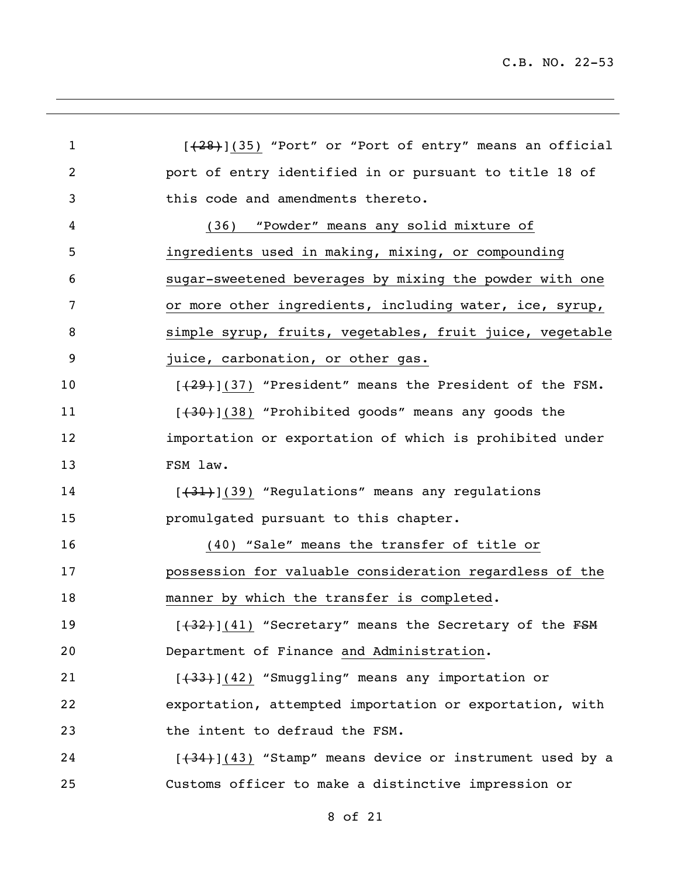[~~(28)~~]<u>(35)</u> "Port" or "Port of entry" means an official port of entry identified in or pursuant to title 18 of this code and amendments thereto.

<u>(36) "Powder" means any solid mixture of ingredients used in making, mixing, or compounding sugar-sweetened beverages by mixing the powder with one or more other ingredients, including water, ice, syrup, simple syrup, fruits, vegetables, fruit juice, vegetable juice, carbonation, or other gas.</u>

[~~(29)~~]<u>(37)</u> "President" means the President of the FSM.

[~~(30)~~]<u>(38)</u> "Prohibited goods" means any goods the importation or exportation of which is prohibited under FSM law.

[~~(31)~~]<u>(39)</u> "Regulations" means any regulations promulgated pursuant to this chapter.

<u>(40) "Sale" means the transfer of title or possession for valuable consideration regardless of the manner by which the transfer is completed</u>.

[~~(32)~~]<u>(41)</u> "Secretary" means the Secretary of the ~~FSM~~ Department of Finance <u>and Administration</u>.

[~~(33)~~]<u>(42)</u> "Smuggling" means any importation or exportation, attempted importation or exportation, with the intent to defraud the FSM.

[~~(34)~~]<u>(43)</u> "Stamp" means device or instrument used by a Customs officer to make a distinctive impression or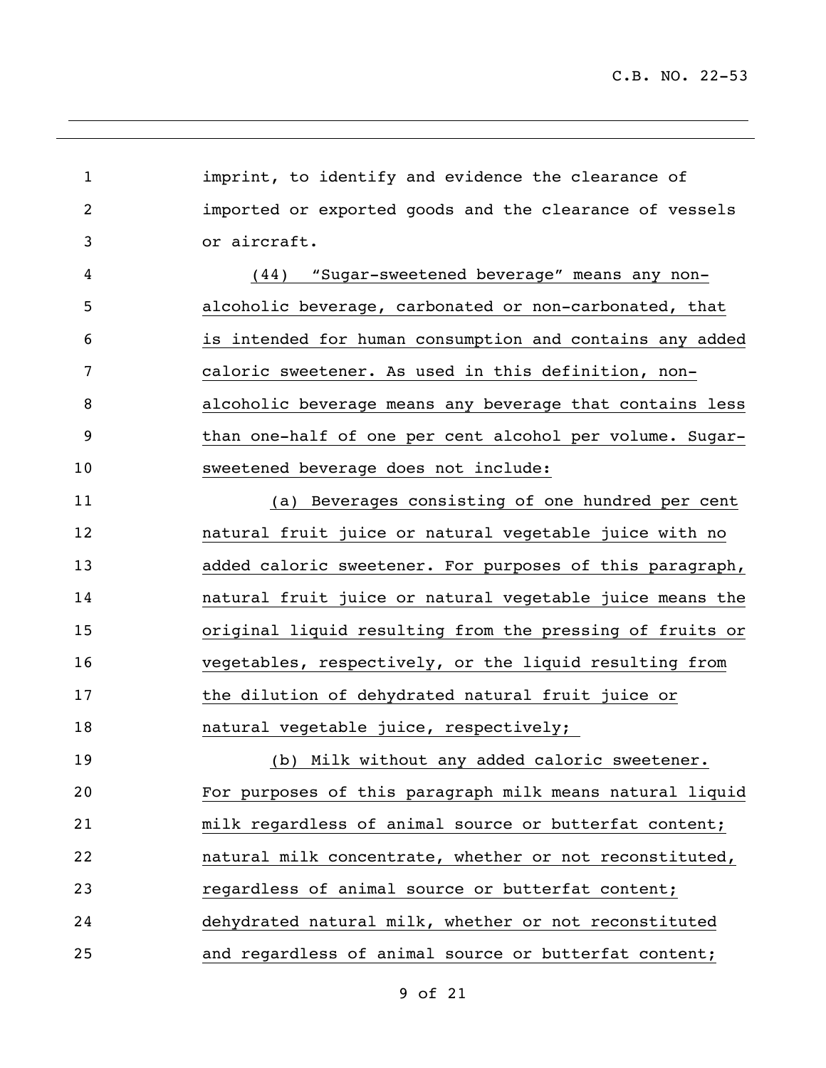imprint, to identify and evidence the clearance of imported or exported goods and the clearance of vessels or aircraft.

(44) "Sugar-sweetened beverage" means any non-alcoholic beverage, carbonated or non-carbonated, that is intended for human consumption and contains any added caloric sweetener. As used in this definition, non-alcoholic beverage means any beverage that contains less than one-half of one per cent alcohol per volume. Sugar-sweetened beverage does not include:

(a) Beverages consisting of one hundred per cent natural fruit juice or natural vegetable juice with no added caloric sweetener. For purposes of this paragraph, natural fruit juice or natural vegetable juice means the original liquid resulting from the pressing of fruits or vegetables, respectively, or the liquid resulting from the dilution of dehydrated natural fruit juice or natural vegetable juice, respectively;

(b) Milk without any added caloric sweetener. For purposes of this paragraph milk means natural liquid milk regardless of animal source or butterfat content; natural milk concentrate, whether or not reconstituted, regardless of animal source or butterfat content; dehydrated natural milk, whether or not reconstituted and regardless of animal source or butterfat content;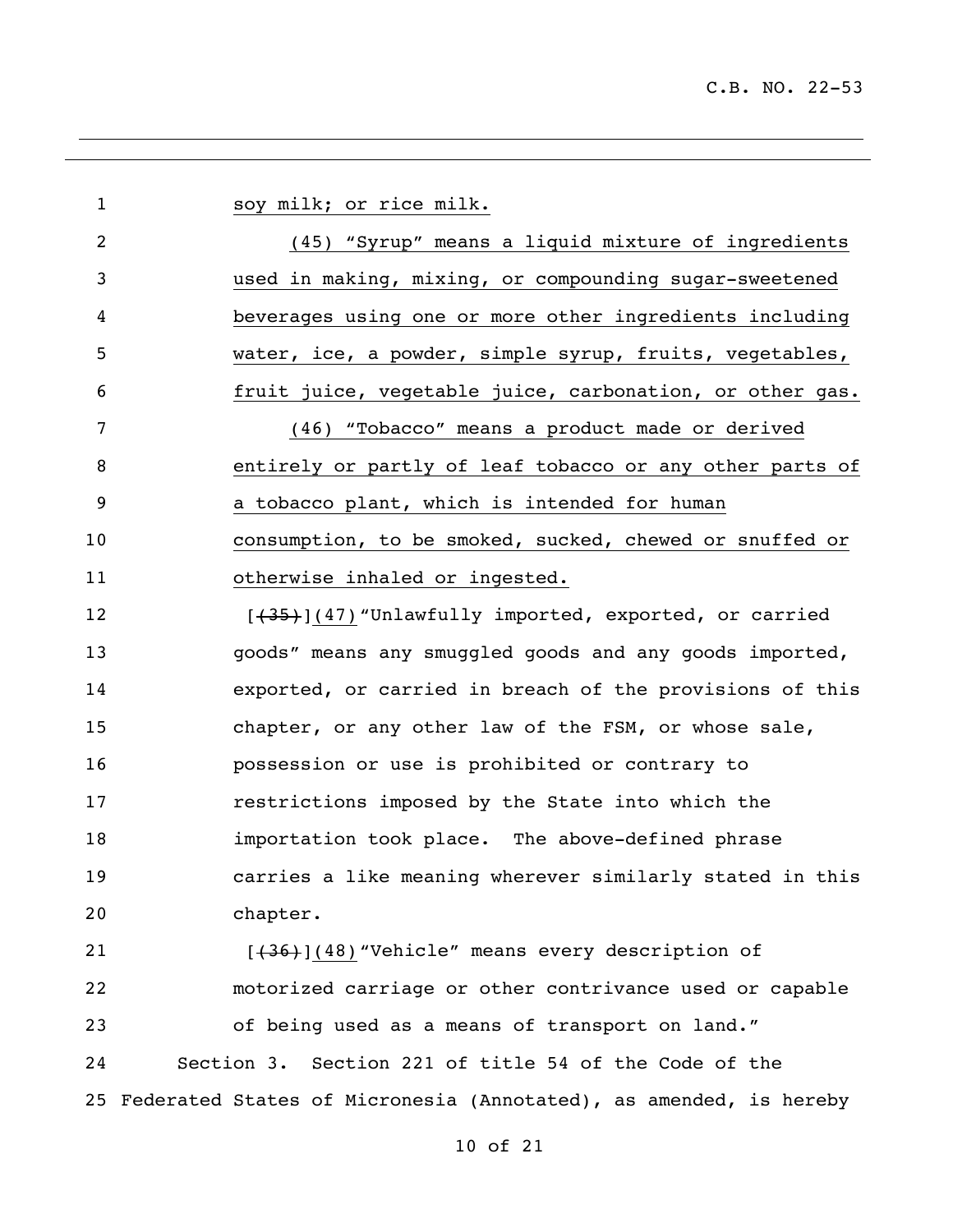soy milk; or rice milk.

(45) "Syrup" means a liquid mixture of ingredients used in making, mixing, or compounding sugar-sweetened beverages using one or more other ingredients including water, ice, a powder, simple syrup, fruits, vegetables, fruit juice, vegetable juice, carbonation, or other gas.

(46) "Tobacco" means a product made or derived entirely or partly of leaf tobacco or any other parts of a tobacco plant, which is intended for human consumption, to be smoked, sucked, chewed or snuffed or otherwise inhaled or ingested.

[~~(35)~~](47) "Unlawfully imported, exported, or carried goods" means any smuggled goods and any goods imported, exported, or carried in breach of the provisions of this chapter, or any other law of the FSM, or whose sale, possession or use is prohibited or contrary to restrictions imposed by the State into which the importation took place. The above-defined phrase carries a like meaning wherever similarly stated in this chapter.

[~~(36)~~](48) "Vehicle" means every description of motorized carriage or other contrivance used or capable of being used as a means of transport on land."

Section 3. Section 221 of title 54 of the Code of the Federated States of Micronesia (Annotated), as amended, is hereby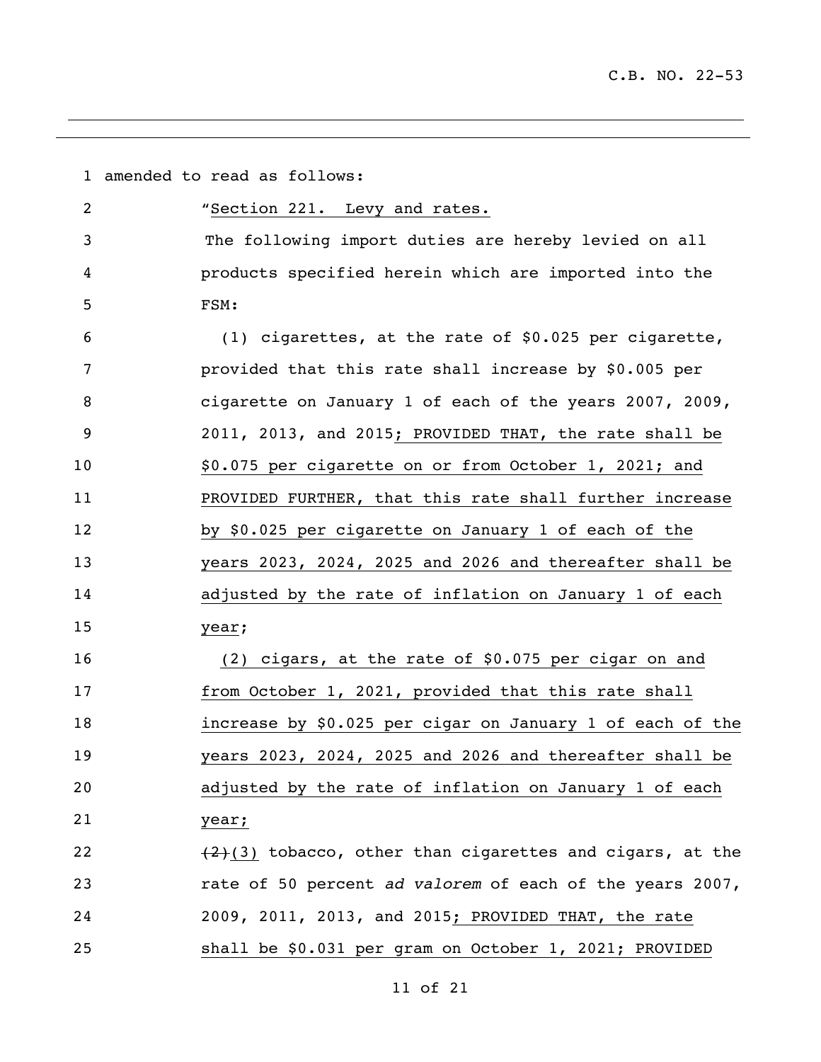amended to read as follows:

"Section 221. Levy and rates.

The following import duties are hereby levied on all products specified herein which are imported into the FSM:

(1) cigarettes, at the rate of $0.025 per cigarette, provided that this rate shall increase by $0.005 per cigarette on January 1 of each of the years 2007, 2009, 2011, 2013, and 2015; PROVIDED THAT, the rate shall be $0.075 per cigarette on or from October 1, 2021; and PROVIDED FURTHER, that this rate shall further increase by $0.025 per cigarette on January 1 of each of the years 2023, 2024, 2025 and 2026 and thereafter shall be adjusted by the rate of inflation on January 1 of each year;

(2) cigars, at the rate of $0.075 per cigar on and from October 1, 2021, provided that this rate shall increase by $0.025 per cigar on January 1 of each of the years 2023, 2024, 2025 and 2026 and thereafter shall be adjusted by the rate of inflation on January 1 of each year;

~~(2)~~(3) tobacco, other than cigarettes and cigars, at the rate of 50 percent *ad valorem* of each of the years 2007, 2009, 2011, 2013, and 2015; PROVIDED THAT, the rate shall be $0.031 per gram on October 1, 2021; PROVIDED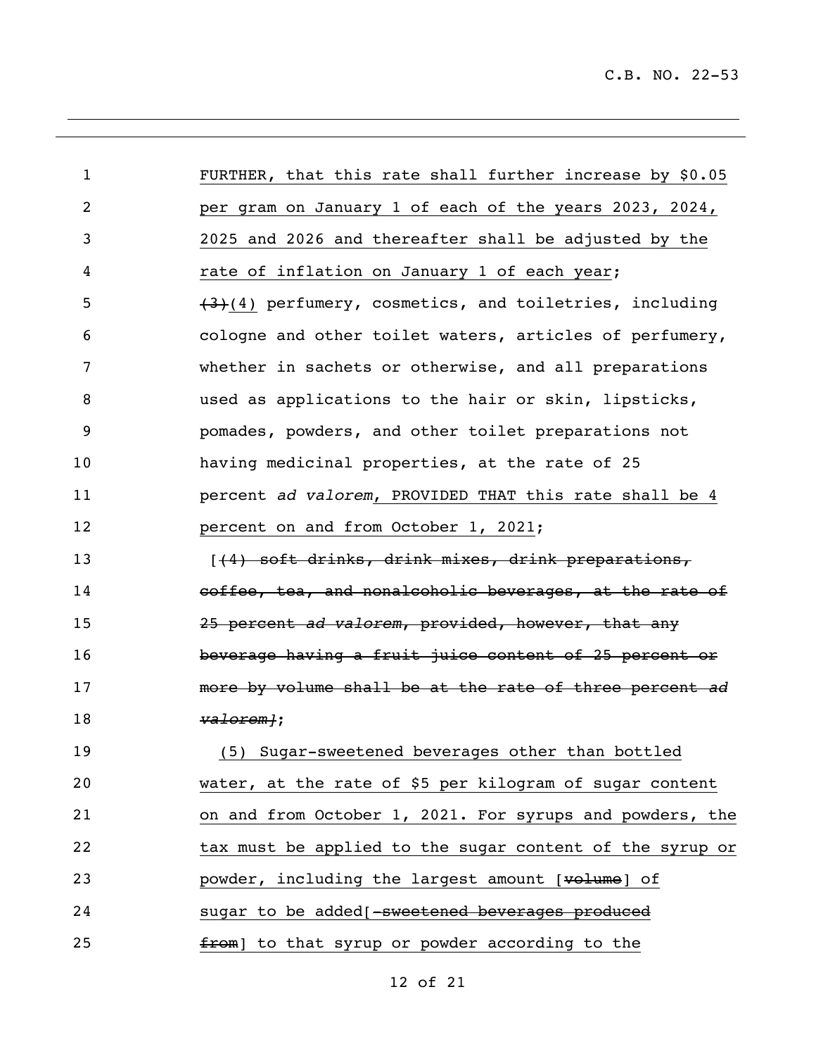FURTHER, that this rate shall further increase by $0.05 per gram on January 1 of each of the years 2023, 2024, 2025 and 2026 and thereafter shall be adjusted by the rate of inflation on January 1 of each year;

~~(3)~~(4) perfumery, cosmetics, and toiletries, including cologne and other toilet waters, articles of perfumery, whether in sachets or otherwise, and all preparations used as applications to the hair or skin, lipsticks, pomades, powders, and other toilet preparations not having medicinal properties, at the rate of 25 percent *ad valorem*, PROVIDED THAT this rate shall be 4 percent on and from October 1, 2021;

[~~(4) soft drinks, drink mixes, drink preparations, coffee, tea, and nonalcoholic beverages, at the rate of 25 percent *ad valorem*, provided, however, that any beverage having a fruit juice content of 25 percent or more by volume shall be at the rate of three percent *ad valorem*~~];

(5) Sugar-sweetened beverages other than bottled water, at the rate of $5 per kilogram of sugar content on and from October 1, 2021. For syrups and powders, the tax must be applied to the sugar content of the syrup or powder, including the largest amount [~~volume~~] of sugar to be added[~~-sweetened beverages produced from~~] to that syrup or powder according to the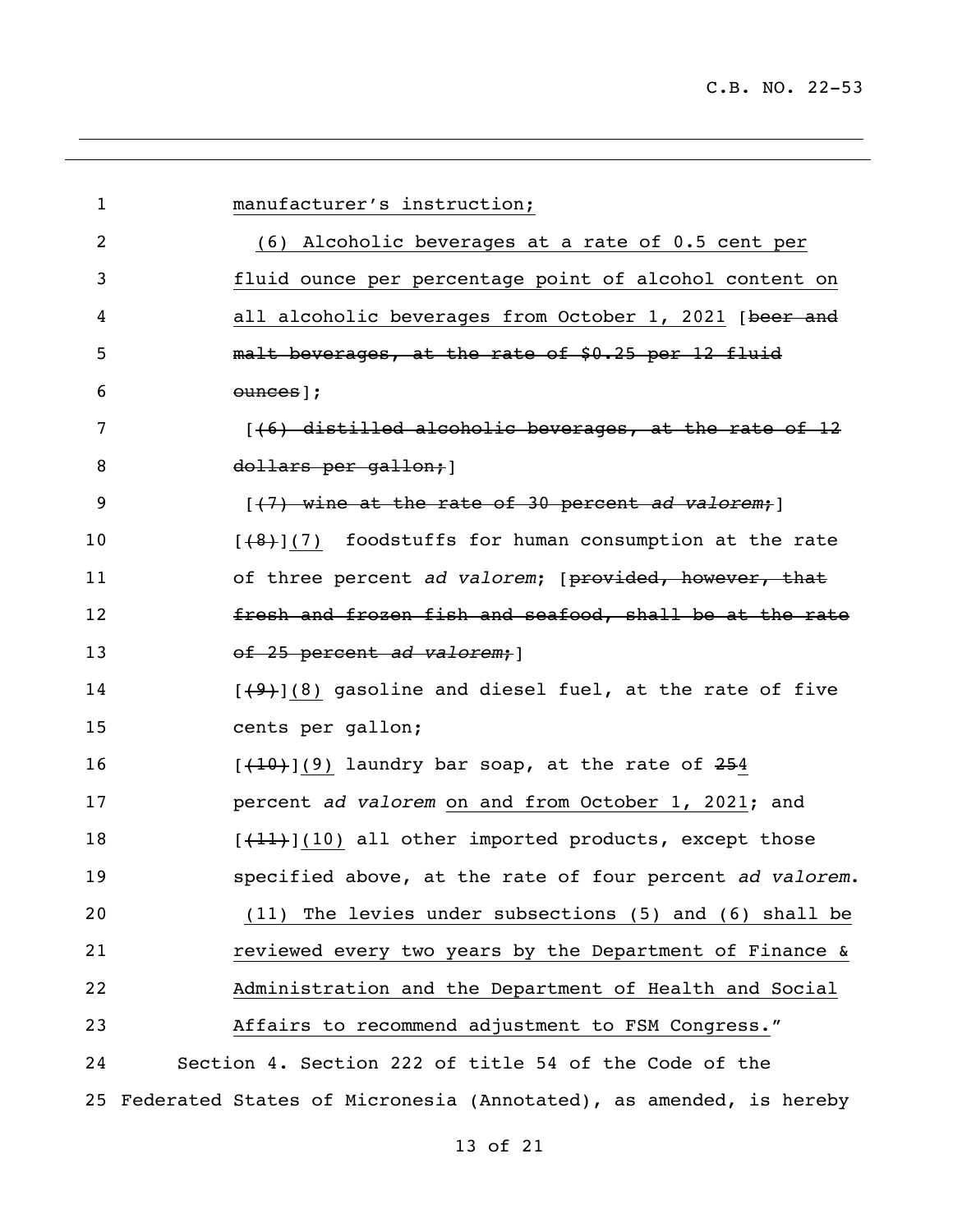manufacturer's instruction;

(6) Alcoholic beverages at a rate of 0.5 cent per fluid ounce per percentage point of alcohol content on all alcoholic beverages from October 1, 2021 [~~beer and malt beverages, at the rate of $0.25 per 12 fluid ounces~~];

[~~(6) distilled alcoholic beverages, at the rate of 12 dollars per gallon;~~]

[~~(7) wine at the rate of 30 percent *ad valorem*;~~]

[~~(8)~~](7) foodstuffs for human consumption at the rate of three percent *ad valorem*; [~~provided, however, that fresh and frozen fish and seafood, shall be at the rate of 25 percent *ad valorem*;~~]

[~~(9)~~](8) gasoline and diesel fuel, at the rate of five cents per gallon;

[~~(10)~~](9) laundry bar soap, at the rate of ~~25~~4 percent *ad valorem* on and from October 1, 2021; and

[~~(11)~~](10) all other imported products, except those specified above, at the rate of four percent *ad valorem*.

(11) The levies under subsections (5) and (6) shall be reviewed every two years by the Department of Finance & Administration and the Department of Health and Social Affairs to recommend adjustment to FSM Congress."

Section 4. Section 222 of title 54 of the Code of the Federated States of Micronesia (Annotated), as amended, is hereby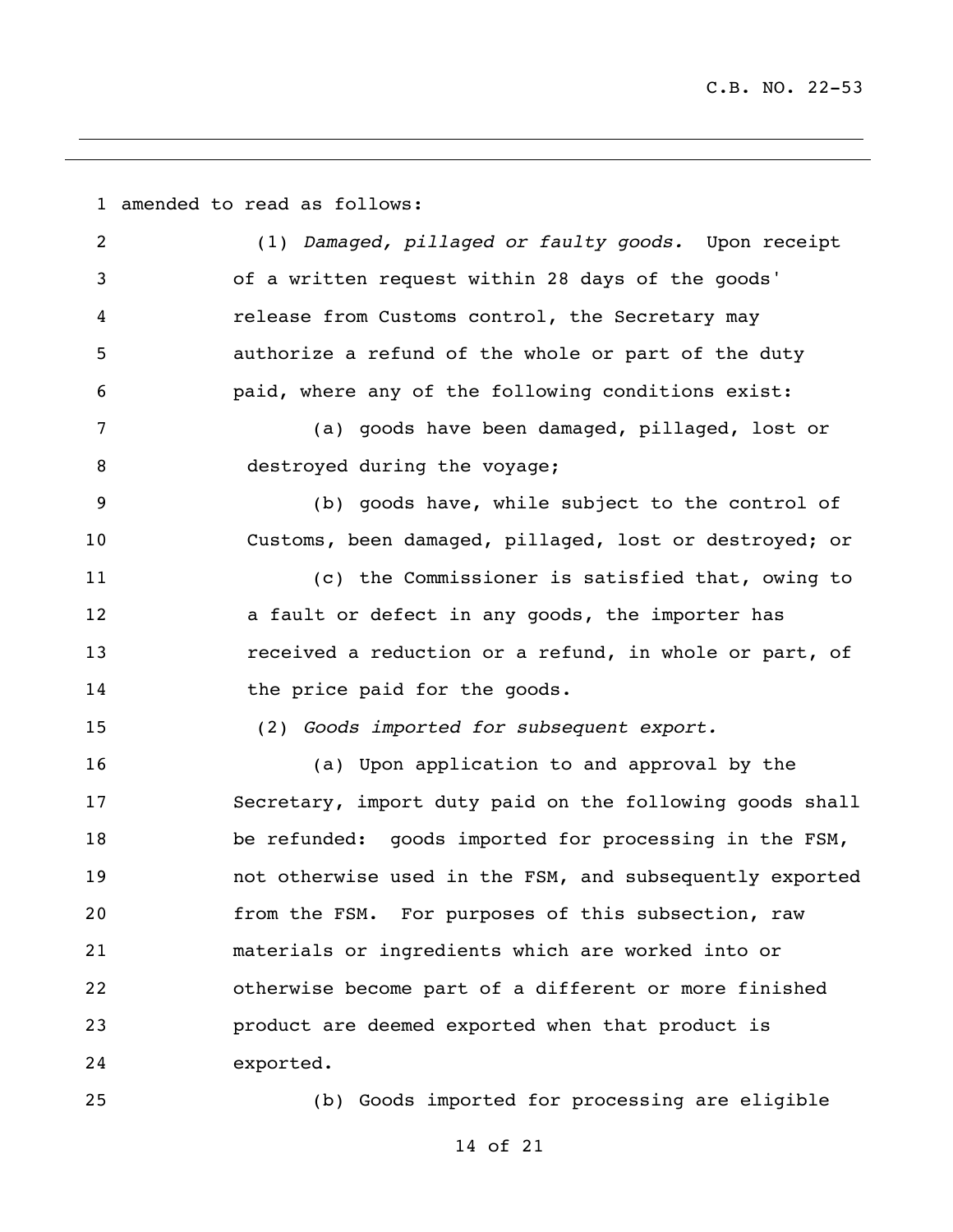amended to read as follows:

(1) *Damaged, pillaged or faulty goods.* Upon receipt of a written request within 28 days of the goods' release from Customs control, the Secretary may authorize a refund of the whole or part of the duty paid, where any of the following conditions exist:

(a) goods have been damaged, pillaged, lost or destroyed during the voyage;

(b) goods have, while subject to the control of Customs, been damaged, pillaged, lost or destroyed; or

(c) the Commissioner is satisfied that, owing to a fault or defect in any goods, the importer has received a reduction or a refund, in whole or part, of the price paid for the goods.

(2) *Goods imported for subsequent export.*

(a) Upon application to and approval by the Secretary, import duty paid on the following goods shall be refunded: goods imported for processing in the FSM, not otherwise used in the FSM, and subsequently exported from the FSM. For purposes of this subsection, raw materials or ingredients which are worked into or otherwise become part of a different or more finished product are deemed exported when that product is exported.

(b) Goods imported for processing are eligible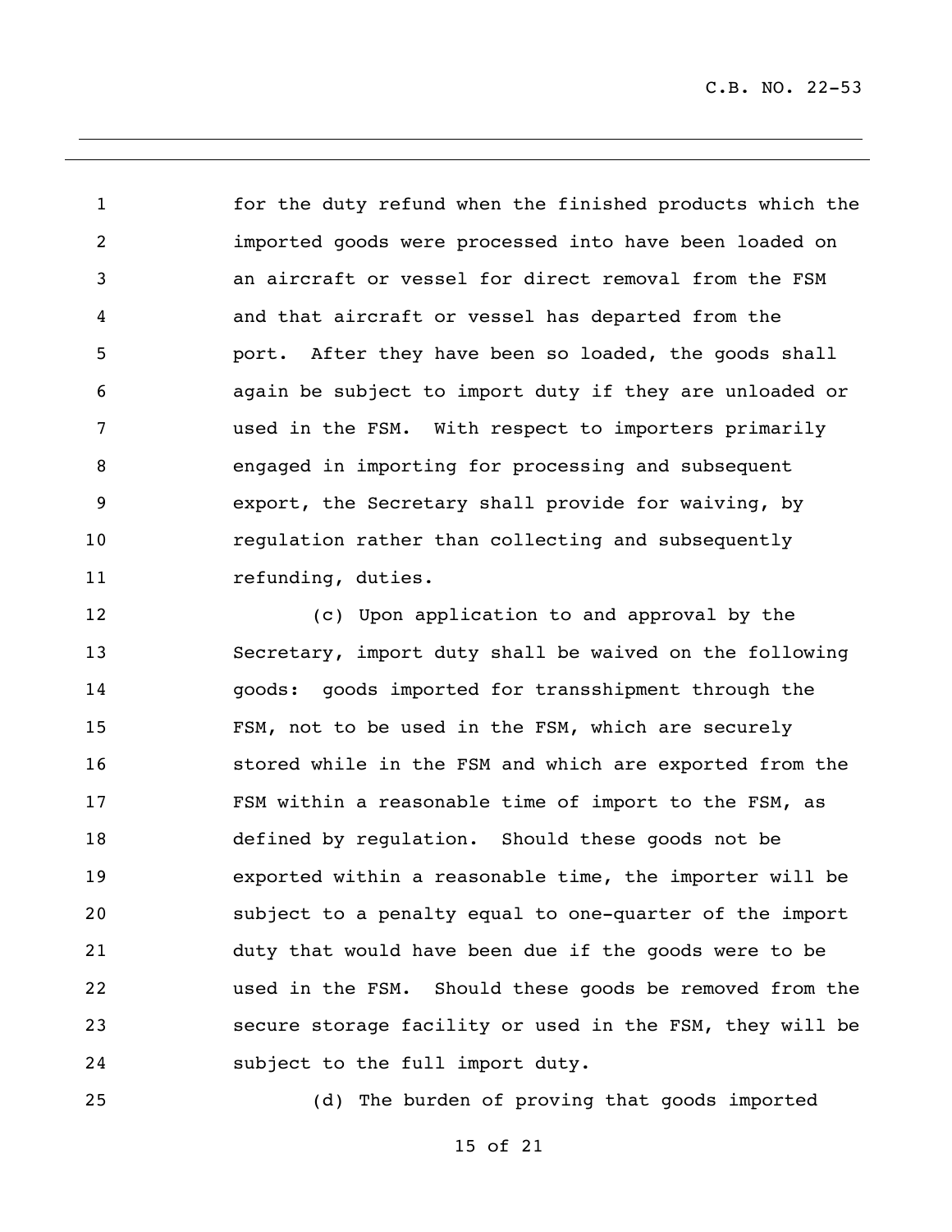for the duty refund when the finished products which the imported goods were processed into have been loaded on an aircraft or vessel for direct removal from the FSM and that aircraft or vessel has departed from the port. After they have been so loaded, the goods shall again be subject to import duty if they are unloaded or used in the FSM. With respect to importers primarily engaged in importing for processing and subsequent export, the Secretary shall provide for waiving, by regulation rather than collecting and subsequently refunding, duties.

(c) Upon application to and approval by the Secretary, import duty shall be waived on the following goods: goods imported for transshipment through the FSM, not to be used in the FSM, which are securely stored while in the FSM and which are exported from the FSM within a reasonable time of import to the FSM, as defined by regulation. Should these goods not be exported within a reasonable time, the importer will be subject to a penalty equal to one-quarter of the import duty that would have been due if the goods were to be used in the FSM. Should these goods be removed from the secure storage facility or used in the FSM, they will be subject to the full import duty.

(d) The burden of proving that goods imported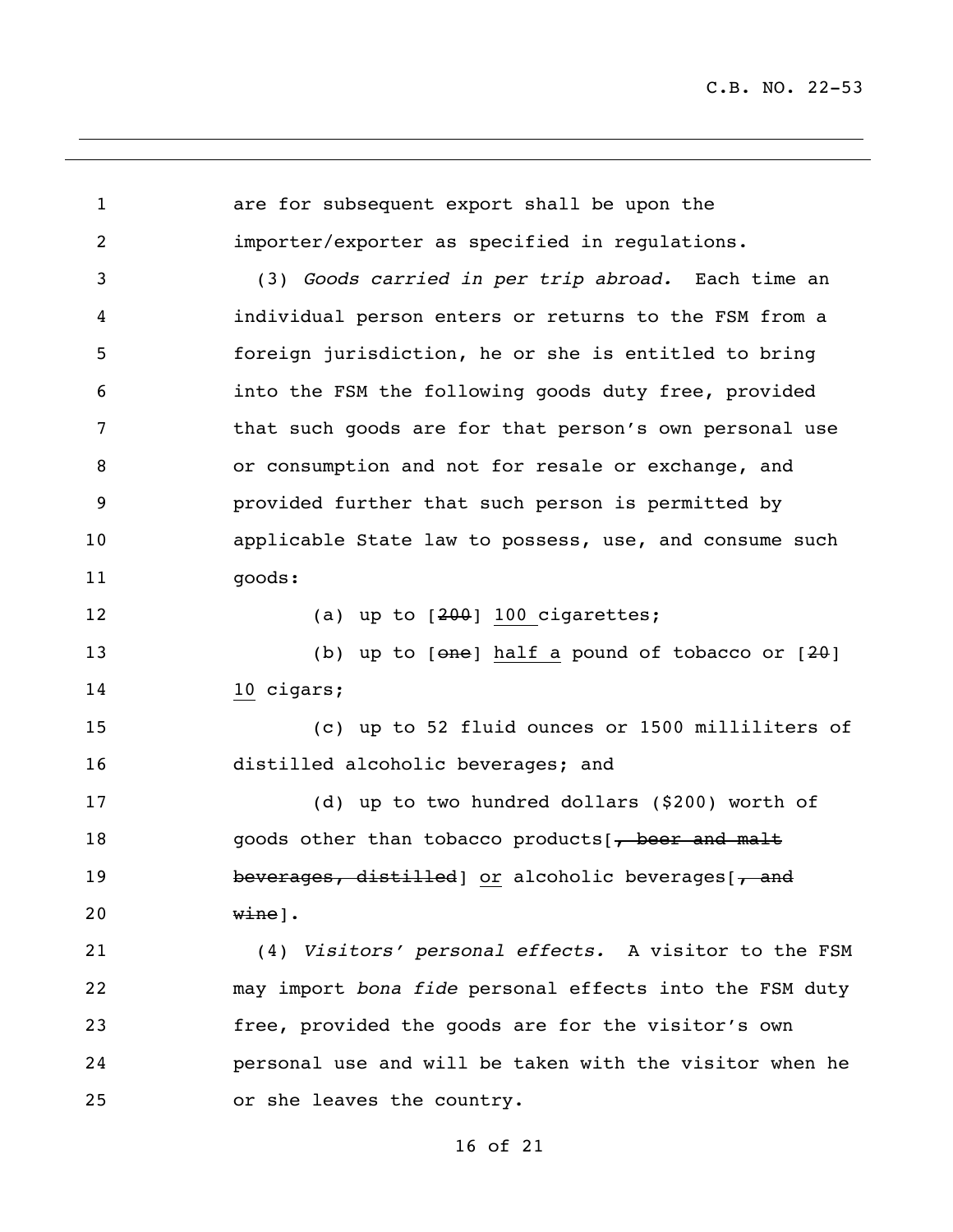are for subsequent export shall be upon the importer/exporter as specified in regulations.

(3) *Goods carried in per trip abroad.* Each time an individual person enters or returns to the FSM from a foreign jurisdiction, he or she is entitled to bring into the FSM the following goods duty free, provided that such goods are for that person's own personal use or consumption and not for resale or exchange, and provided further that such person is permitted by applicable State law to possess, use, and consume such goods:

(a) up to [~~200~~] <u>100</u> cigarettes;

(b) up to [~~one~~] <u>half a</u> pound of tobacco or [~~20~~] <u>10</u> cigars;

(c) up to 52 fluid ounces or 1500 milliliters of distilled alcoholic beverages; and

(d) up to two hundred dollars ($200) worth of goods other than tobacco products[~~, beer and malt beverages, distilled~~] <u>or</u> alcoholic beverages[~~, and wine~~].

(4) *Visitors' personal effects.* A visitor to the FSM may import *bona fide* personal effects into the FSM duty free, provided the goods are for the visitor's own personal use and will be taken with the visitor when he or she leaves the country.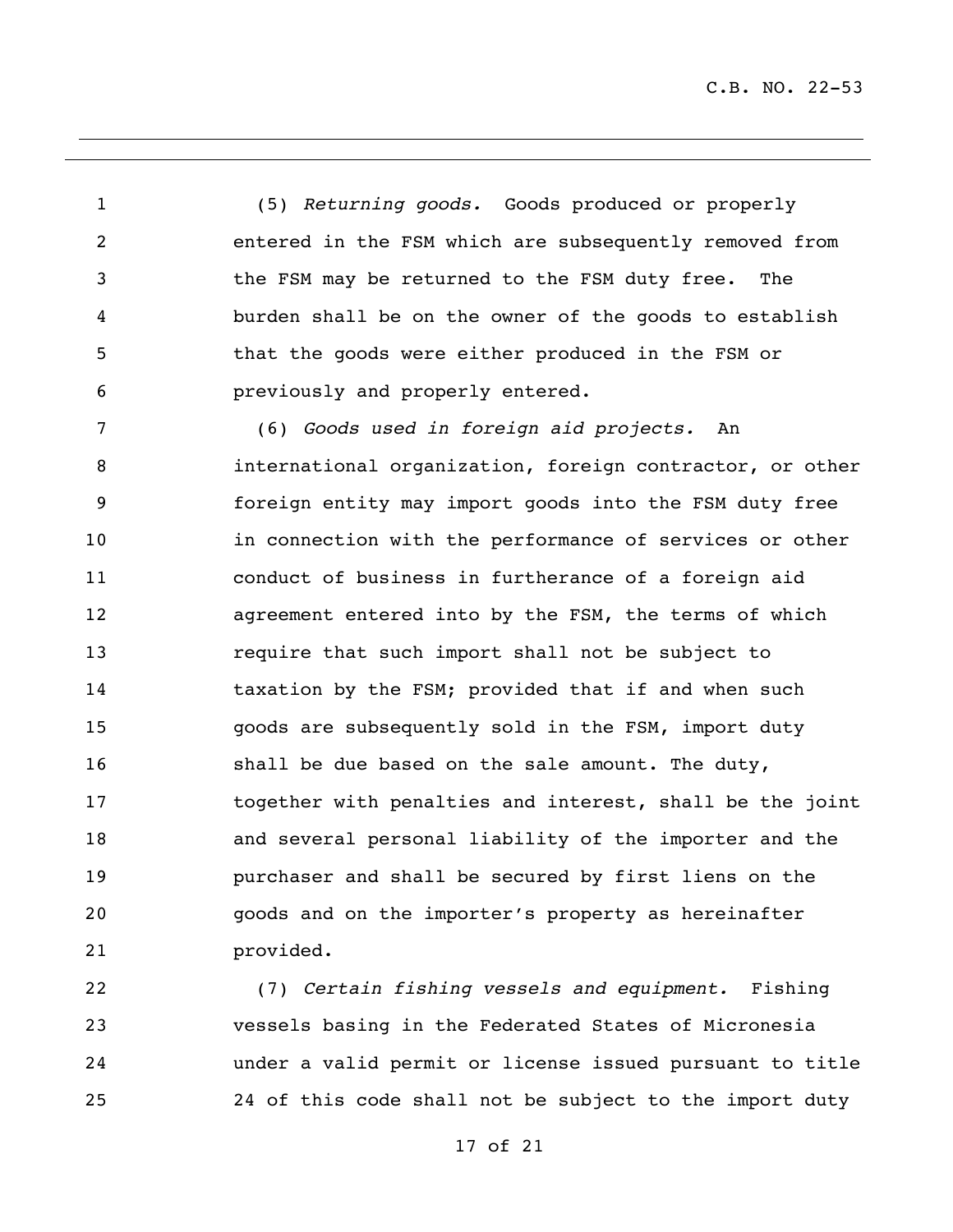(5) *Returning goods.* Goods produced or properly entered in the FSM which are subsequently removed from the FSM may be returned to the FSM duty free. The burden shall be on the owner of the goods to establish that the goods were either produced in the FSM or previously and properly entered.

(6) *Goods used in foreign aid projects.* An international organization, foreign contractor, or other foreign entity may import goods into the FSM duty free in connection with the performance of services or other conduct of business in furtherance of a foreign aid agreement entered into by the FSM, the terms of which require that such import shall not be subject to taxation by the FSM; provided that if and when such goods are subsequently sold in the FSM, import duty shall be due based on the sale amount. The duty, together with penalties and interest, shall be the joint and several personal liability of the importer and the purchaser and shall be secured by first liens on the goods and on the importer's property as hereinafter provided.

(7) *Certain fishing vessels and equipment.* Fishing vessels basing in the Federated States of Micronesia under a valid permit or license issued pursuant to title 24 of this code shall not be subject to the import duty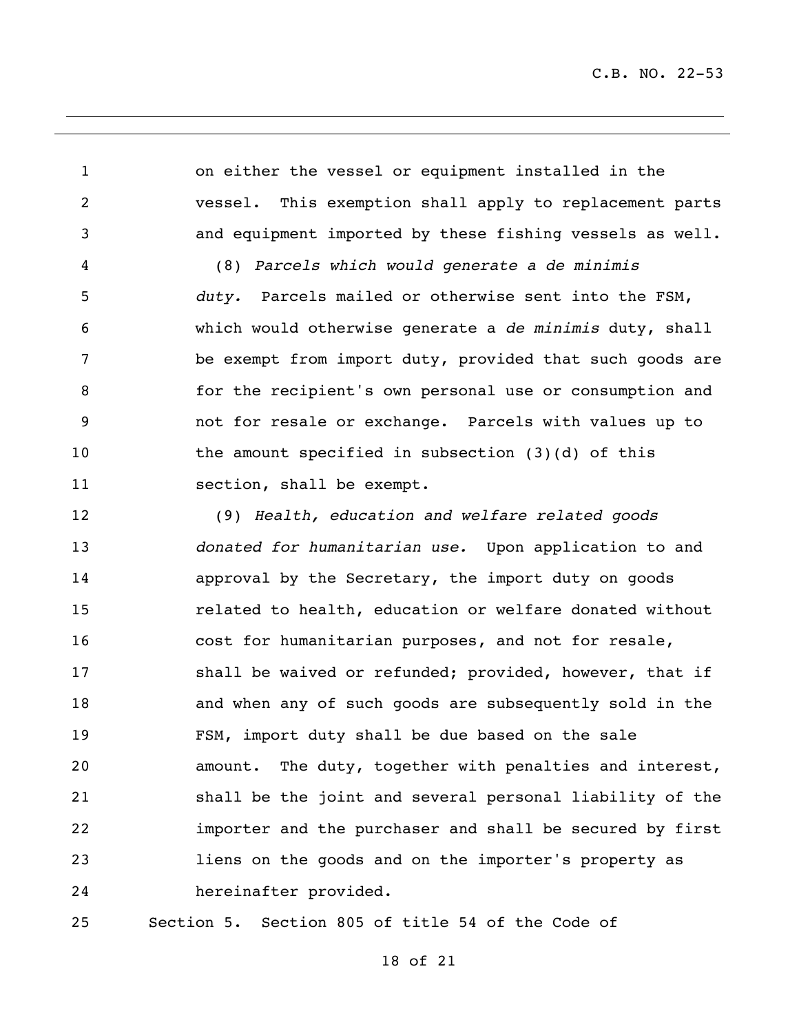on either the vessel or equipment installed in the vessel. This exemption shall apply to replacement parts and equipment imported by these fishing vessels as well.

(8) *Parcels which would generate a de minimis duty.* Parcels mailed or otherwise sent into the FSM, which would otherwise generate a *de minimis* duty, shall be exempt from import duty, provided that such goods are for the recipient's own personal use or consumption and not for resale or exchange. Parcels with values up to the amount specified in subsection (3)(d) of this section, shall be exempt.

(9) *Health, education and welfare related goods donated for humanitarian use.* Upon application to and approval by the Secretary, the import duty on goods related to health, education or welfare donated without cost for humanitarian purposes, and not for resale, shall be waived or refunded; provided, however, that if and when any of such goods are subsequently sold in the FSM, import duty shall be due based on the sale amount. The duty, together with penalties and interest, shall be the joint and several personal liability of the importer and the purchaser and shall be secured by first liens on the goods and on the importer's property as hereinafter provided.

Section 5. Section 805 of title 54 of the Code of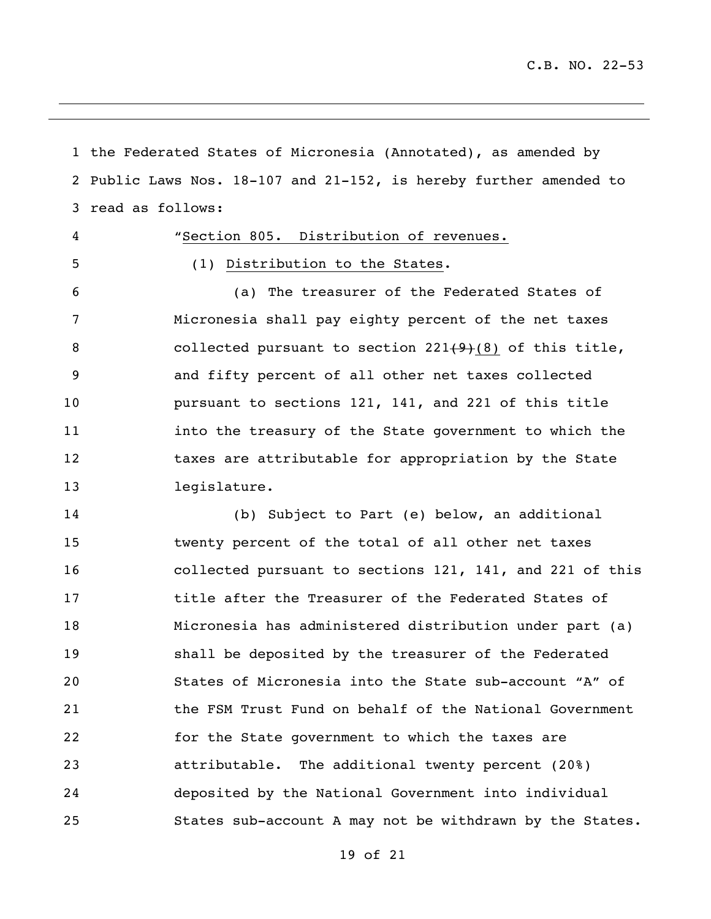the Federated States of Micronesia (Annotated), as amended by Public Laws Nos. 18-107 and 21-152, is hereby further amended to read as follows:

"Section 805. Distribution of revenues.

(1) Distribution to the States.

(a) The treasurer of the Federated States of Micronesia shall pay eighty percent of the net taxes collected pursuant to section 221~~(9)~~(8) of this title, and fifty percent of all other net taxes collected pursuant to sections 121, 141, and 221 of this title into the treasury of the State government to which the taxes are attributable for appropriation by the State legislature.

(b) Subject to Part (e) below, an additional twenty percent of the total of all other net taxes collected pursuant to sections 121, 141, and 221 of this title after the Treasurer of the Federated States of Micronesia has administered distribution under part (a) shall be deposited by the treasurer of the Federated States of Micronesia into the State sub-account "A" of the FSM Trust Fund on behalf of the National Government for the State government to which the taxes are attributable. The additional twenty percent (20%) deposited by the National Government into individual States sub-account A may not be withdrawn by the States.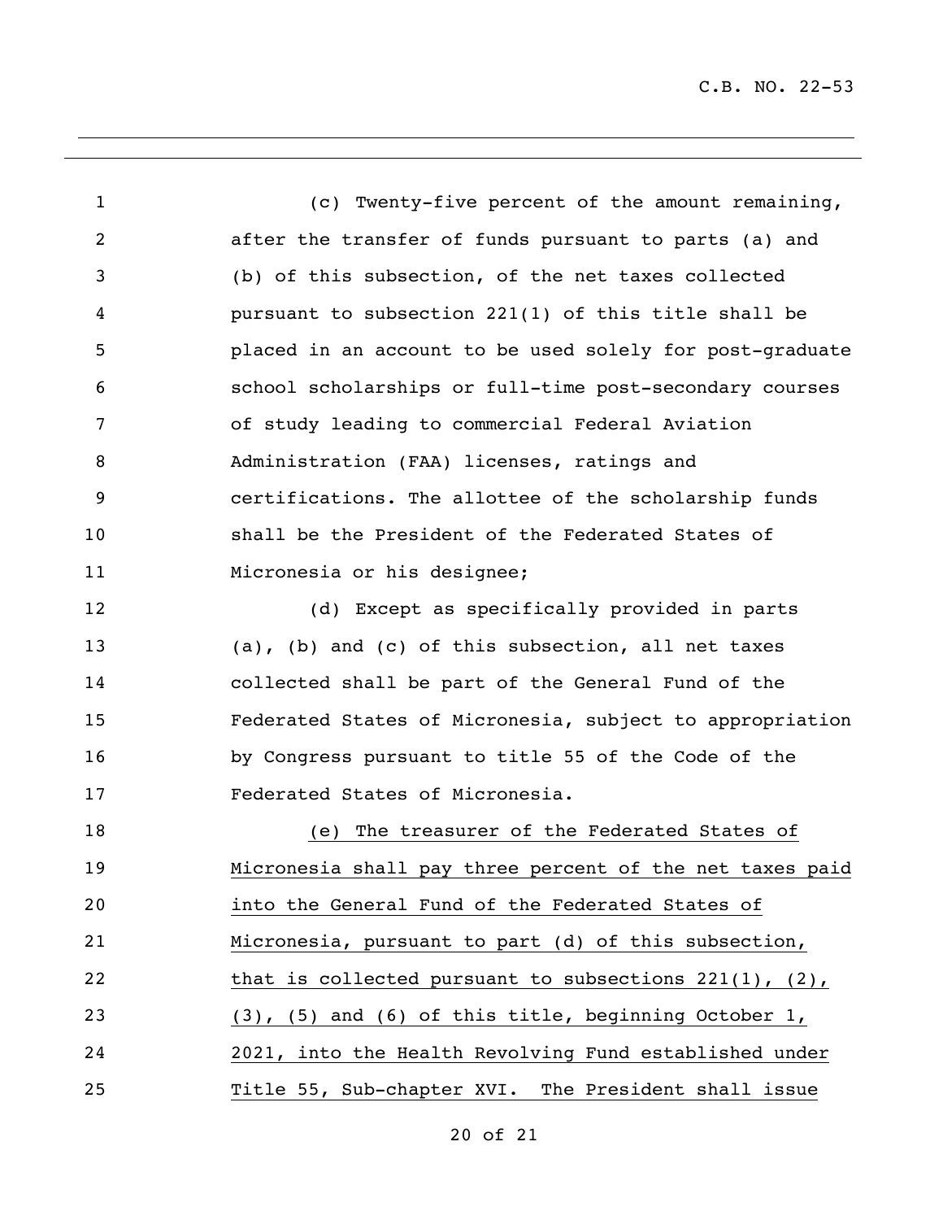(c) Twenty-five percent of the amount remaining, after the transfer of funds pursuant to parts (a) and (b) of this subsection, of the net taxes collected pursuant to subsection 221(1) of this title shall be placed in an account to be used solely for post-graduate school scholarships or full-time post-secondary courses of study leading to commercial Federal Aviation Administration (FAA) licenses, ratings and certifications. The allottee of the scholarship funds shall be the President of the Federated States of Micronesia or his designee;

(d) Except as specifically provided in parts (a), (b) and (c) of this subsection, all net taxes collected shall be part of the General Fund of the Federated States of Micronesia, subject to appropriation by Congress pursuant to title 55 of the Code of the Federated States of Micronesia.

<u>(e) The treasurer of the Federated States of Micronesia shall pay three percent of the net taxes paid into the General Fund of the Federated States of Micronesia, pursuant to part (d) of this subsection, that is collected pursuant to subsections 221(1), (2), (3), (5) and (6) of this title, beginning October 1, 2021, into the Health Revolving Fund established under Title 55, Sub-chapter XVI. The President shall issue</u>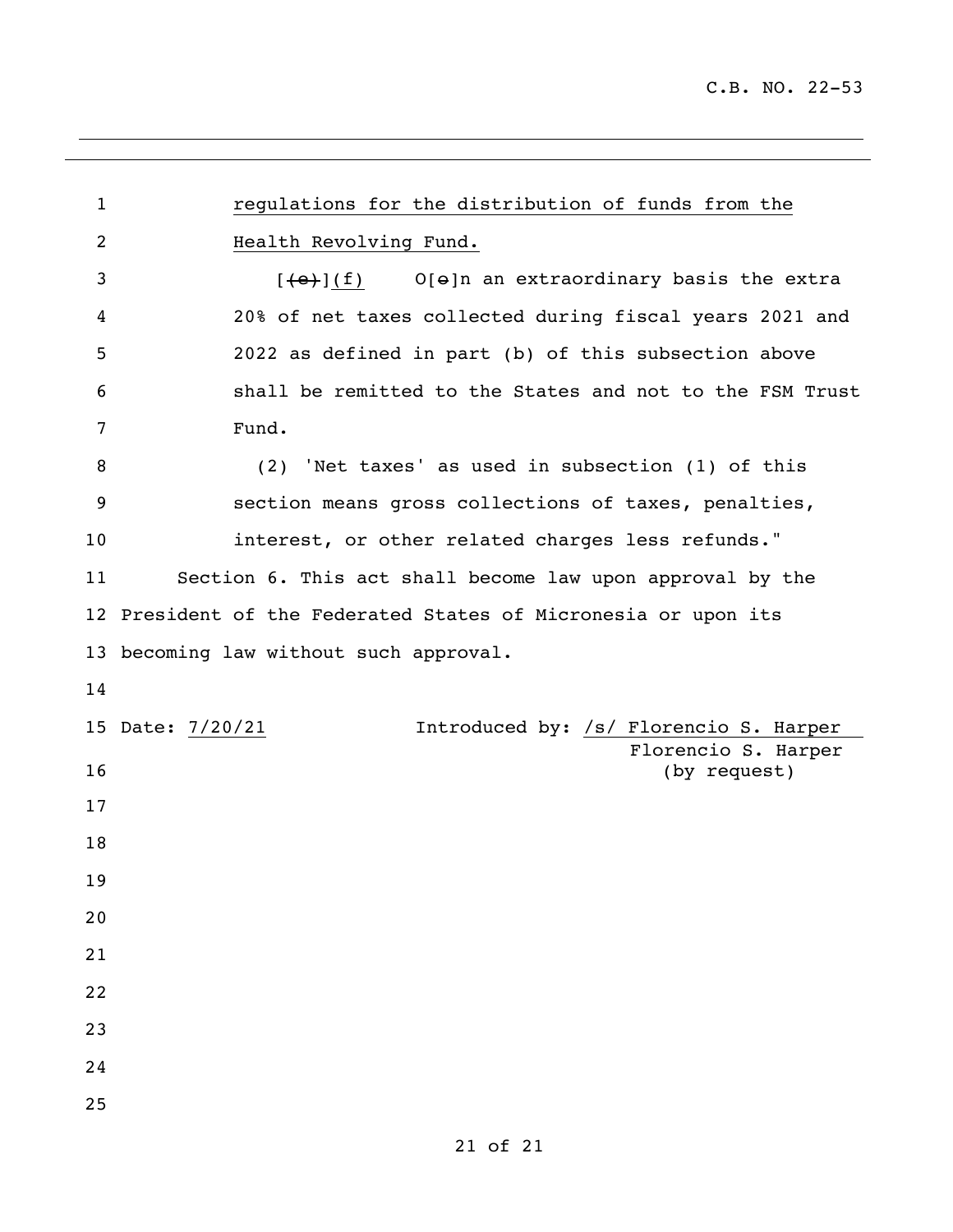regulations for the distribution of funds from the Health Revolving Fund.

[~~(e)~~](f) O[~~o~~]n an extraordinary basis the extra 20% of net taxes collected during fiscal years 2021 and 2022 as defined in part (b) of this subsection above shall be remitted to the States and not to the FSM Trust Fund.

(2) 'Net taxes' as used in subsection (1) of this section means gross collections of taxes, penalties, interest, or other related charges less refunds."

Section 6. This act shall become law upon approval by the President of the Federated States of Micronesia or upon its becoming law without such approval.

Date: 7/20/21

Introduced by: /s/ Florencio S. Harper
Florencio S. Harper
(by request)